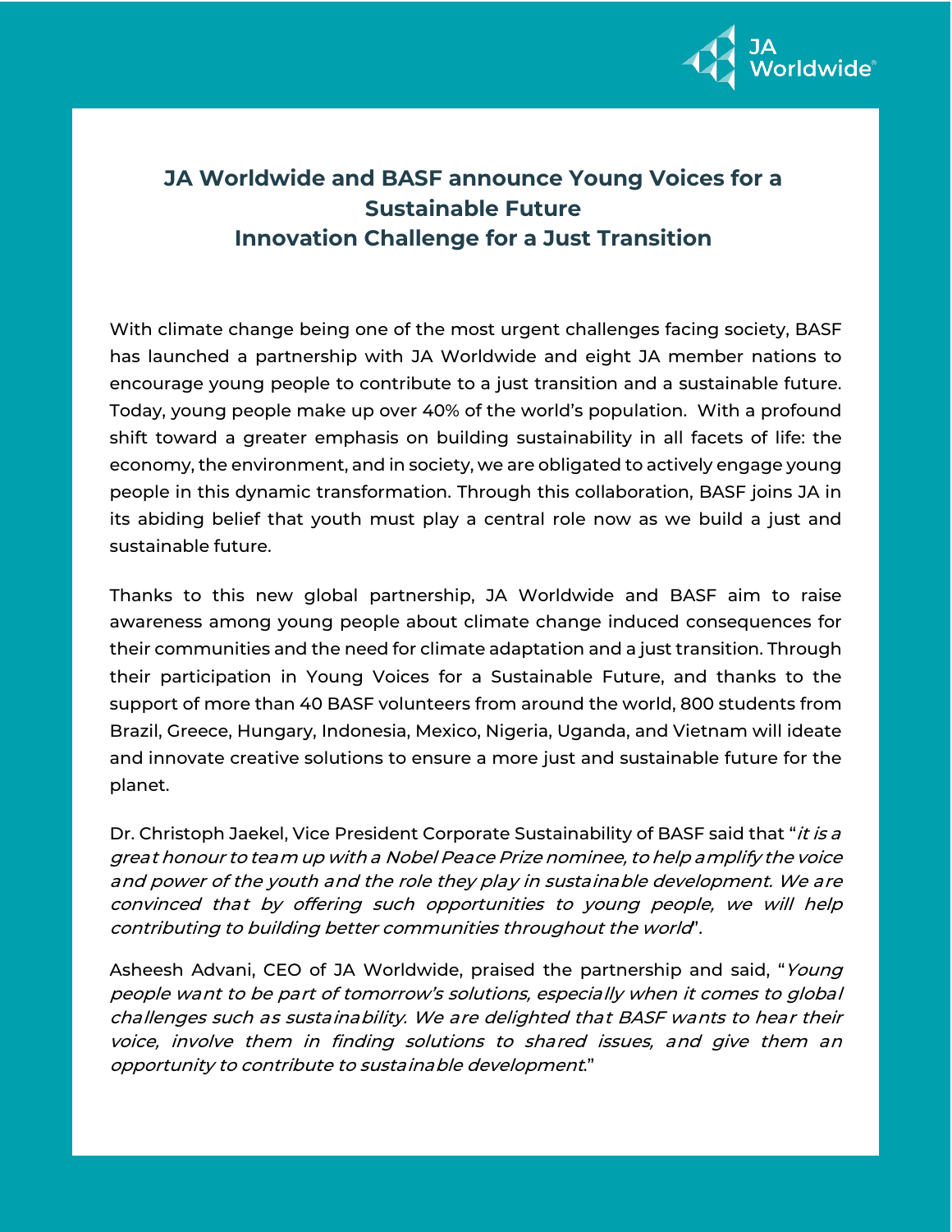# JA Worldwide and BASF announce Young Voices for a Sustainable Future Innovation Challenge for a Just Transition

With climate change being one of the most urgent challenges facing society, BASF has launched a partnership with JA Worldwide and eight JA member nations to encourage young people to contribute to a just transition and a sustainable future. Today, young people make up over 40% of the world's population. With a profound shift toward a greater emphasis on building sustainability in all facets of life: the economy, the environment, and in society, we are obligated to actively engage young people in this dynamic transformation. Through this collaboration, BASF joins JA in its abiding belief that youth must play a central role now as we build a just and sustainable future.

Thanks to this new global partnership, JA Worldwide and BASF aim to raise awareness among young people about climate change induced consequences for their communities and the need for climate adaptation and a just transition. Through their participation in Young Voices for a Sustainable Future, and thanks to the support of more than 40 BASF volunteers from around the world, 800 students from Brazil, Greece, Hungary, Indonesia, Mexico, Nigeria, Uganda, and Vietnam will ideate and innovate creative solutions to ensure a more just and sustainable future for the planet.

Dr. Christoph Jaekel, Vice President Corporate Sustainability of BASF said that "*it is a great honour to team up with a Nobel Peace Prize nominee, to help amplify the voice and power of the youth and the role they play in sustainable development. We are convinced that by offering such opportunities to young people, we will help contributing to building better communities throughout the world*".

Asheesh Advani, CEO of JA Worldwide, praised the partnership and said, "*Young people want to be part of tomorrow's solutions, especially when it comes to global challenges such as sustainability. We are delighted that BASF wants to hear their voice, involve them in finding solutions to shared issues, and give them an opportunity to contribute to sustainable development*."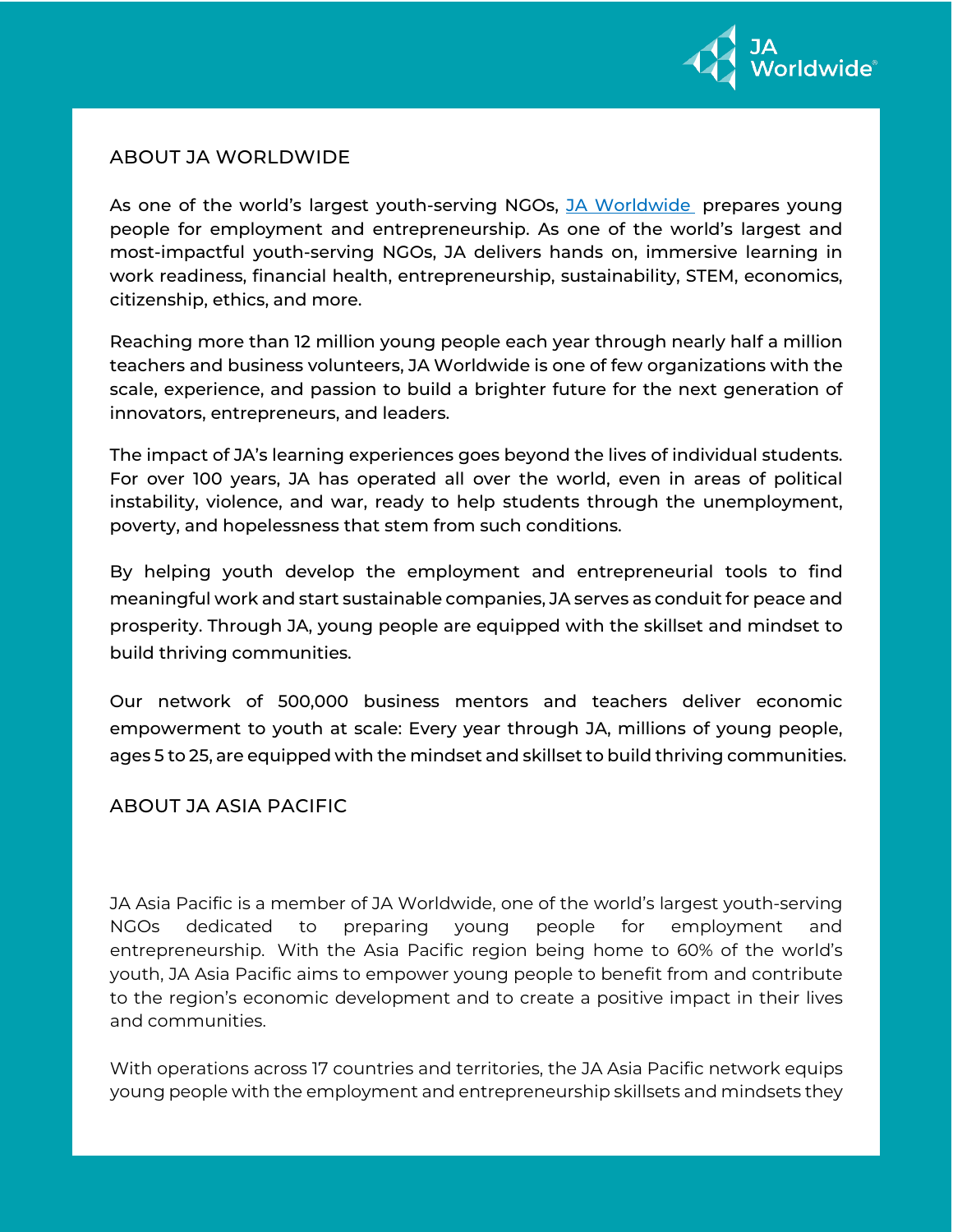## ABOUT JA WORLDWIDE

As one of the world's largest youth-serving NGOs, [JA Worldwide](#) prepares young people for employment and entrepreneurship. As one of the world's largest and most-impactful youth-serving NGOs, JA delivers hands on, immersive learning in work readiness, financial health, entrepreneurship, sustainability, STEM, economics, citizenship, ethics, and more.

Reaching more than 12 million young people each year through nearly half a million teachers and business volunteers, JA Worldwide is one of few organizations with the scale, experience, and passion to build a brighter future for the next generation of innovators, entrepreneurs, and leaders.

The impact of JA's learning experiences goes beyond the lives of individual students. For over 100 years, JA has operated all over the world, even in areas of political instability, violence, and war, ready to help students through the unemployment, poverty, and hopelessness that stem from such conditions.

By helping youth develop the employment and entrepreneurial tools to find meaningful work and start sustainable companies, JA serves as conduit for peace and prosperity. Through JA, young people are equipped with the skillset and mindset to build thriving communities.

Our network of 500,000 business mentors and teachers deliver economic empowerment to youth at scale: Every year through JA, millions of young people, ages 5 to 25, are equipped with the mindset and skillset to build thriving communities.

## ABOUT JA ASIA PACIFIC

JA Asia Pacific is a member of JA Worldwide, one of the world's largest youth-serving NGOs dedicated to preparing young people for employment and entrepreneurship. With the Asia Pacific region being home to 60% of the world's youth, JA Asia Pacific aims to empower young people to benefit from and contribute to the region's economic development and to create a positive impact in their lives and communities.

With operations across 17 countries and territories, the JA Asia Pacific network equips young people with the employment and entrepreneurship skillsets and mindsets they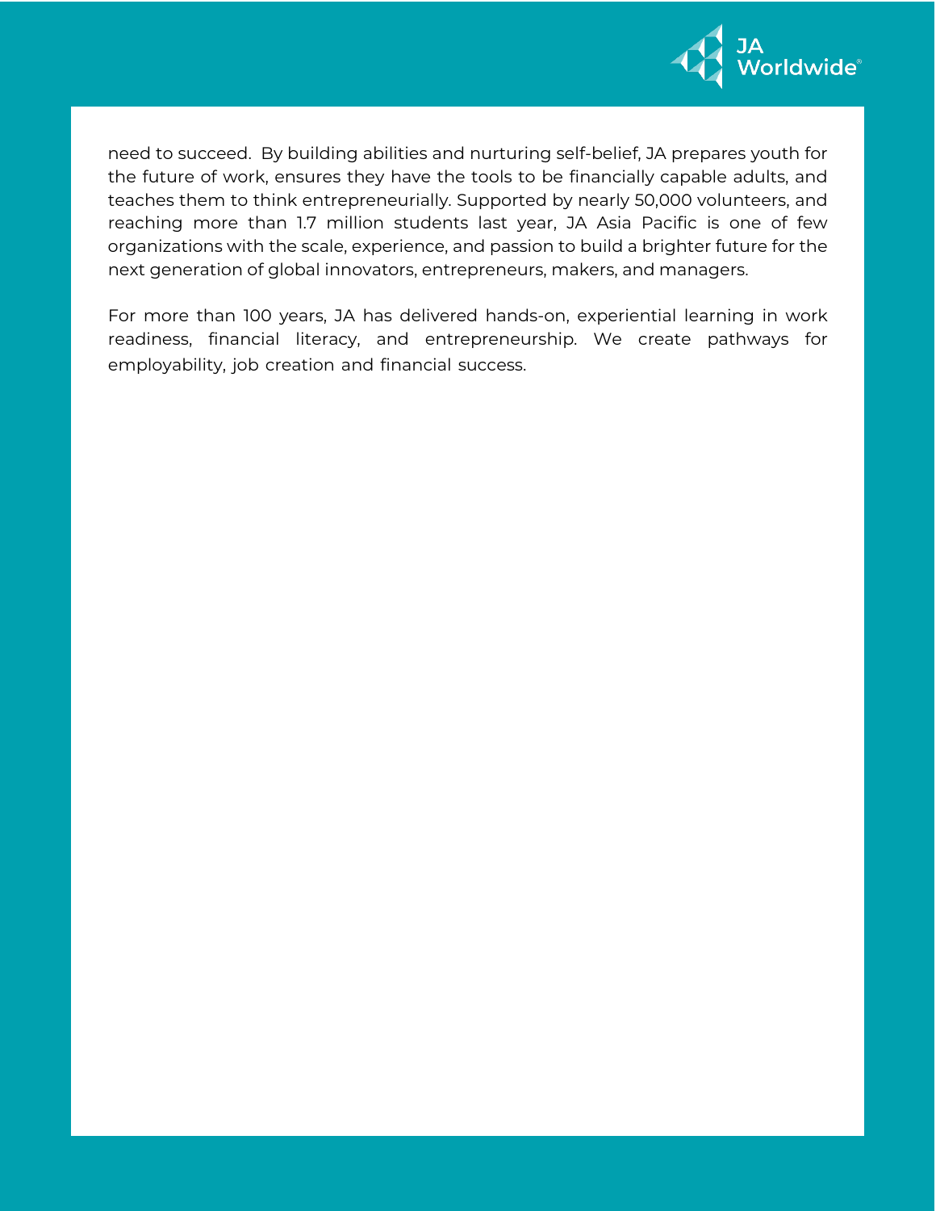need to succeed. By building abilities and nurturing self-belief, JA prepares youth for the future of work, ensures they have the tools to be financially capable adults, and teaches them to think entrepreneurially. Supported by nearly 50,000 volunteers, and reaching more than 1.7 million students last year, JA Asia Pacific is one of few organizations with the scale, experience, and passion to build a brighter future for the next generation of global innovators, entrepreneurs, makers, and managers.

For more than 100 years, JA has delivered hands-on, experiential learning in work readiness, financial literacy, and entrepreneurship. We create pathways for employability, job creation and financial success.